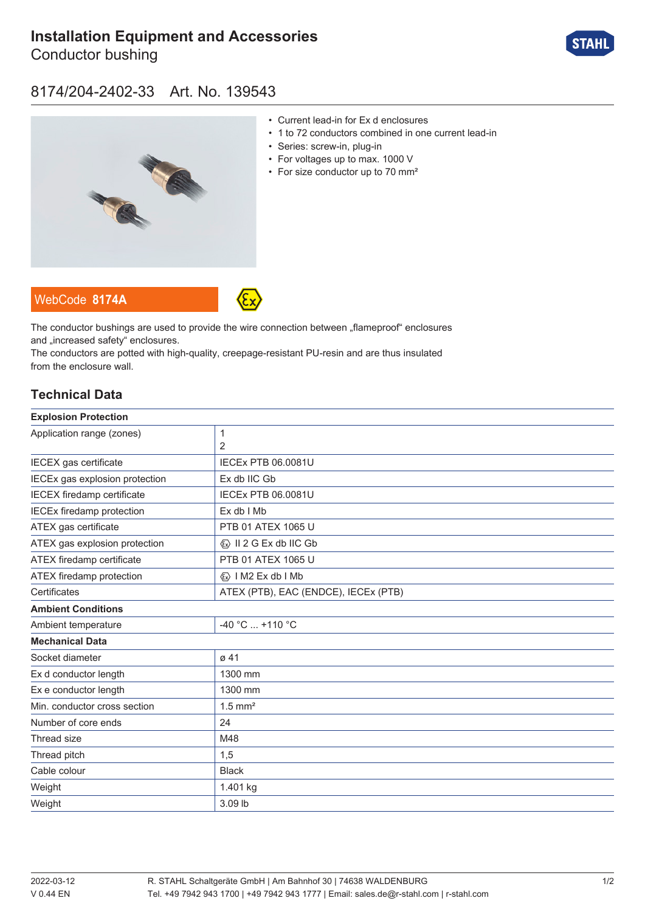# Installation Equipment and Accessories

Conductor bushing

## 8174/204-2402-33 Art. No. 139543

- Current lead-in for Ex d enclosures
- 1 to 72 conductors combined in one current lead-in
- Series: screw-in, plug-in
- For voltages up to max. 1000 V
- For size conductor up to 70 mm²

WebCode **8174A**

The conductor bushings are used to provide the wire connection between „flameproof“ enclosures and „increased safety“ enclosures.
The conductors are potted with high-quality, creepage-resistant PU-resin and are thus insulated from the enclosure wall.

## Technical Data

| **Explosion Protection** | |
|---|---|
| Application range (zones) | 1<br>2 |
| IECEX gas certificate | IECEx PTB 06.0081U |
| IECEx gas explosion protection | Ex db IIC Gb |
| IECEX firedamp certificate | IECEx PTB 06.0081U |
| IECEx firedamp protection | Ex db I Mb |
| ATEX gas certificate | PTB 01 ATEX 1065 U |
| ATEX gas explosion protection | Ⓔx II 2 G Ex db IIC Gb |
| ATEX firedamp certificate | PTB 01 ATEX 1065 U |
| ATEX firedamp protection | Ⓔx I M2 Ex db I Mb |
| Certificates | ATEX (PTB), EAC (ENDCE), IECEx (PTB) |
| **Ambient Conditions** | |
| Ambient temperature | -40 °C ... +110 °C |
| **Mechanical Data** | |
| Socket diameter | ø 41 |
| Ex d conductor length | 1300 mm |
| Ex e conductor length | 1300 mm |
| Min. conductor cross section | 1.5 mm² |
| Number of core ends | 24 |
| Thread size | M48 |
| Thread pitch | 1,5 |
| Cable colour | Black |
| Weight | 1.401 kg |
| Weight | 3.09 lb |

2022-03-12
V 0.44 EN

R. STAHL Schaltgeräte GmbH | Am Bahnhof 30 | 74638 WALDENBURG
Tel. +49 7942 943 1700 | +49 7942 943 1777 | Email: sales.de@r-stahl.com | r-stahl.com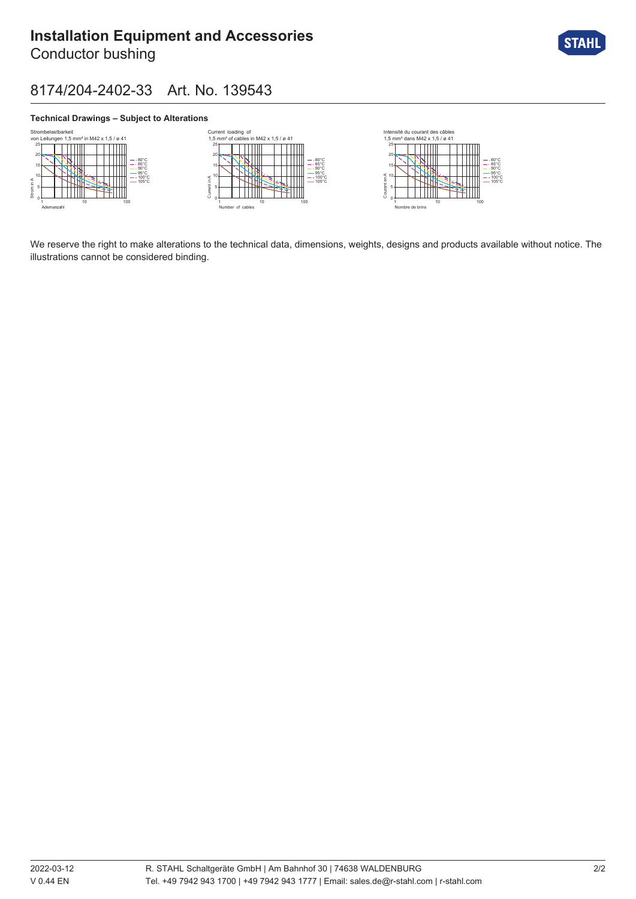# Installation Equipment and Accessories

Conductor bushing

## 8174/204-2402-33 Art. No. 139543

**Technical Drawings – Subject to Alterations**

Strombelastbarkeit
von Leitungen 1,5 mm² in M42 x 1,5 / ø 41
25
20
15
10
5
0
Strom in A
1
10
100
Aderanzahl
80°C
85°C
90°C
95°C
100°C
105°C

Current loading of
1,5 mm² of cables in M42 x 1,5 / ø 41
25
20
15
10
5
0
Current in A
1
10
100
Number of cables
80°C
85°C
90°C
95°C
100°C
105°C

Intensité du courant des câbles
1,5 mm² dans M42 x 1,5 / ø 41
25
20
15
10
5
0
Courant en A
1
10
100
Nombre de brins
80°C
85°C
90°C
95°C
100°C
105°C

We reserve the right to make alterations to the technical data, dimensions, weights, designs and products available without notice. The illustrations cannot be considered binding.